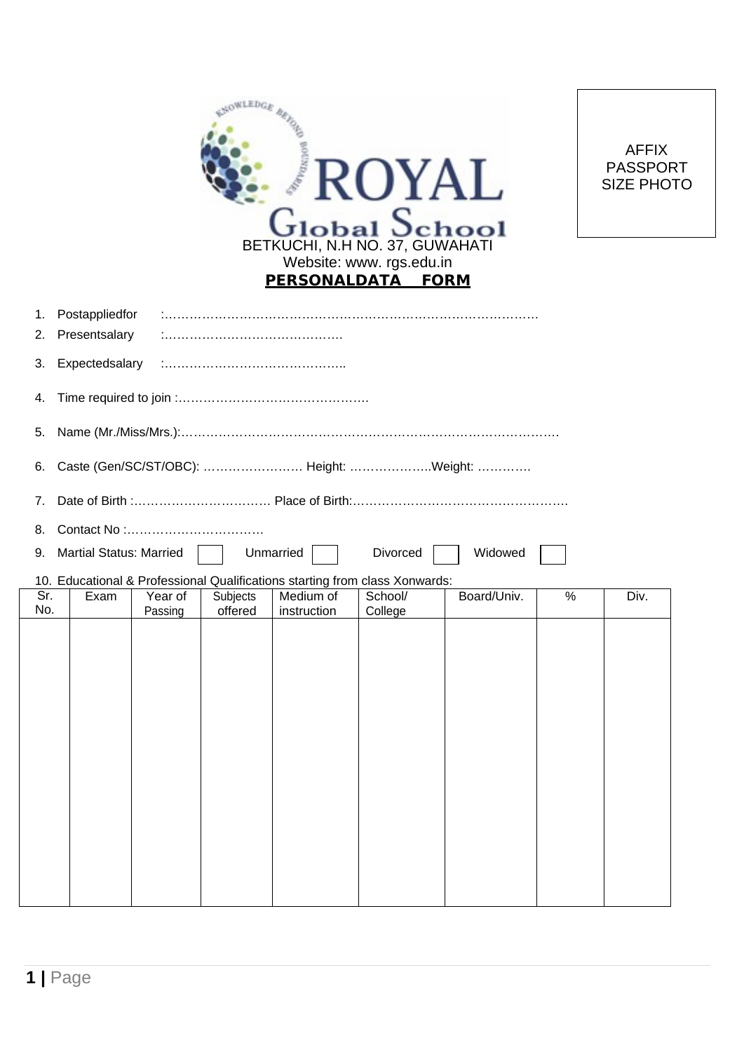# ROYAL Global School

KNOWLEDGE BEYOND BOUNDARIES

BETKUCHI, N.H NO. 37, GUWAHATI

Website: www. rgs.edu.in

AFFIX PASSPORT SIZE PHOTO

## PERSONALDATA FORM

1. Postappliedfor :……………………………………………………………………………
2. Presentsalary :…………………………………….
3. Expectedsalary :……………………………………..
4. Time required to join :……………………………………….
5. Name (Mr./Miss/Mrs.):…………………………………………………………………………….
6. Caste (Gen/SC/ST/OBC): …………………… Height: ………………..Weight: ………….
7. Date of Birth :…………………………… Place of Birth:…………………………………………….
8. Contact No :……………………………
9. Martial Status: Married ☐ Unmarried ☐ Divorced ☐ Widowed ☐
10. Educational & Professional Qualifications starting from class Xonwards:

| Sr. No. | Exam | Year of Passing | Subjects offered | Medium of instruction | School/ College | Board/Univ. | % | Div. |
|---|---|---|---|---|---|---|---|---|
| | | | | | | | | |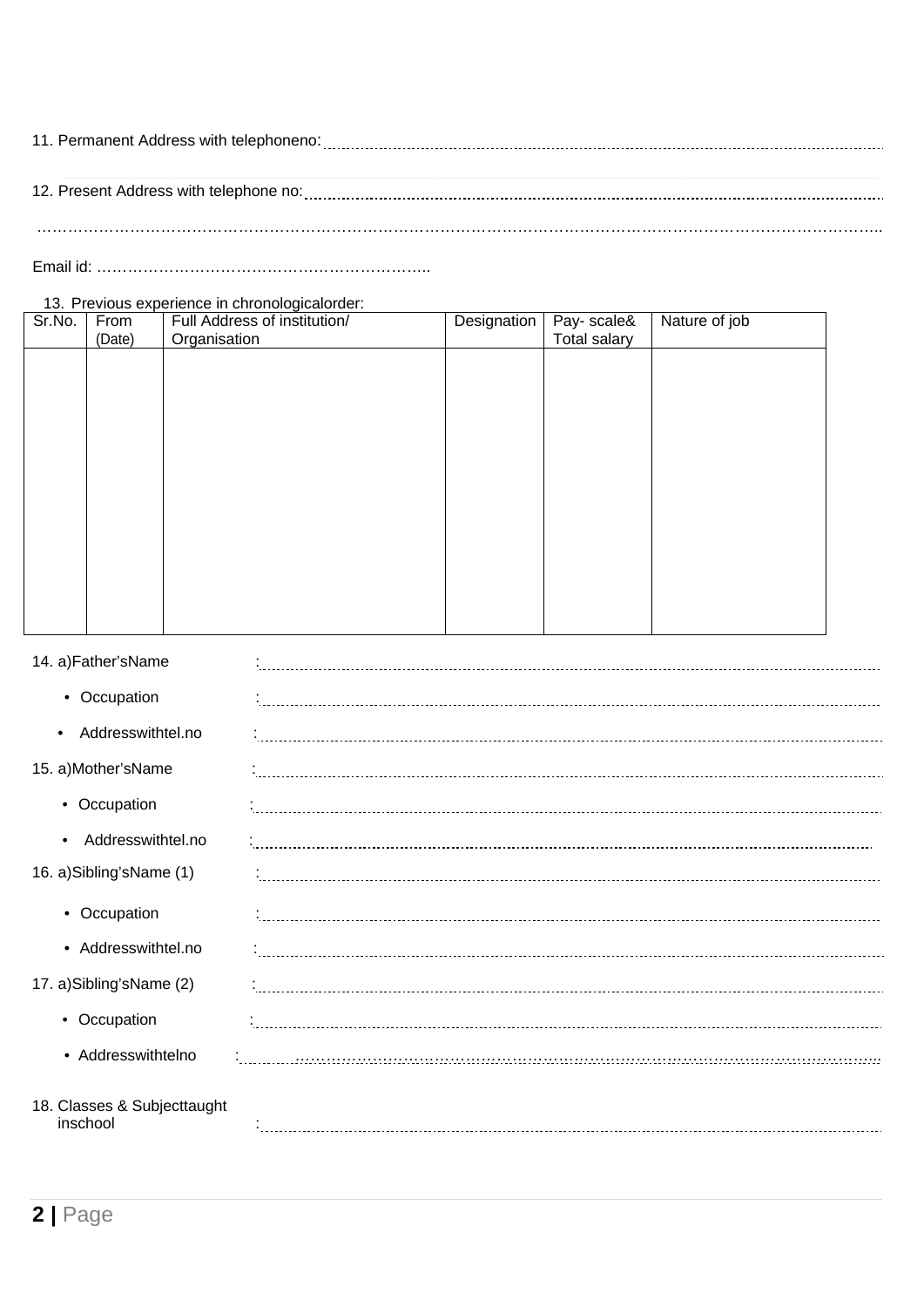11. Permanent Address with telephoneno: ……………………………………………………………………………………

12. Present Address with telephone no: ……………………………………………………………………………………

……………………………………………………………………………………………………………………………………

Email id: ………………………………………………………..

13. Previous experience in chronologicalorder:

| Sr.No. | From (Date) | Full Address of institution/ Organisation | Designation | Pay- scale& Total salary | Nature of job |
|---|---|---|---|---|---|
| | | | | | |

14. a)Father'sName : ……………………………………………………………………

- Occupation : ……………………………………………………………………
- Addresswithtel.no : ……………………………………………………………………

15. a)Mother'sName : ……………………………………………………………………

- Occupation : ……………………………………………………………………
- Addresswithtel.no : ……………………………………………………………………

16. a)Sibling'sName (1) : ……………………………………………………………………

- Occupation : ……………………………………………………………………
- Addresswithtel.no : ……………………………………………………………………

17. a)Sibling'sName (2) : ……………………………………………………………………

- Occupation : ……………………………………………………………………
- Addresswithtelno : ……………………………………………………………………

18. Classes & Subjecttaught inschool : ……………………………………………………………………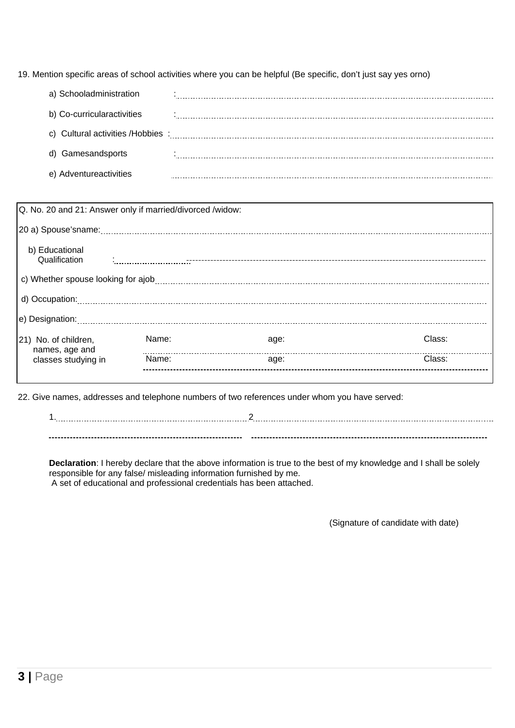19. Mention specific areas of school activities where you can be helpful (Be specific, don't just say yes orno)

a) Schooladministration :

b) Co-curricularactivities :

c) Cultural activities /Hobbies :

d) Gamesandsports :

e) Adventureactivities

Q. No. 20 and 21: Answer only if married/divorced /widow:

20 a) Spouse'sname:

b) Educational Qualification :

c) Whether spouse looking for ajob

d) Occupation:

e) Designation:

| | | | |
|---|---|---|---|
| 21) No. of children, names, age and classes studying in | Name: | age: | Class: |
| | Name: | age: | Class: |

22. Give names, addresses and telephone numbers of two references under whom you have served:

1. 2

**Declaration**: I hereby declare that the above information is true to the best of my knowledge and I shall be solely responsible for any false/ misleading information furnished by me.
A set of educational and professional credentials has been attached.

(Signature of candidate with date)